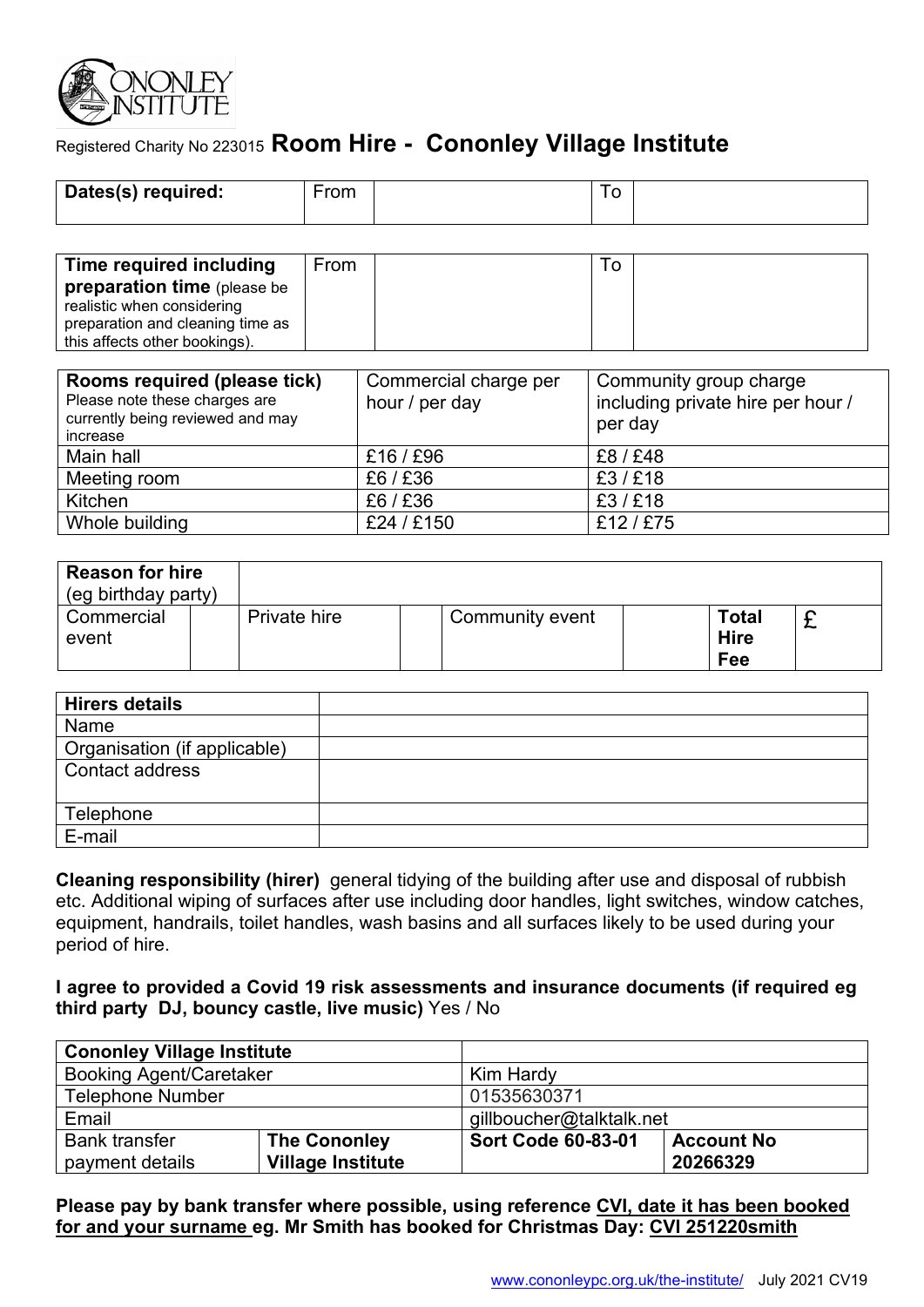CONONLEY INSTITUTE

Registered Charity No 223015 **Room Hire - Cononley Village Institute**

| **Dates(s) required:** | From | | To | |
|---|---|---|---|---|

| **Time required including preparation time** (please be realistic when considering preparation and cleaning time as this affects other bookings). | From | | To | |
|---|---|---|---|---|

| **Rooms required (please tick)** Please note these charges are currently being reviewed and may increase | Commercial charge per hour / per day | Community group charge including private hire per hour / per day |
|---|---|---|
| Main hall | £16 / £96 | £8 / £48 |
| Meeting room | £6 / £36 | £3 / £18 |
| Kitchen | £6 / £36 | £3 / £18 |
| Whole building | £24 / £150 | £12 / £75 |

| **Reason for hire** (eg birthday party) | | | | | | | |
|---|---|---|---|---|---|---|---|
| Commercial event | | Private hire | | Community event | | **Total Hire Fee** | £ |

| **Hirers details** | |
|---|---|
| Name | |
| Organisation (if applicable) | |
| Contact address | |
| Telephone | |
| E-mail | |

**Cleaning responsibility (hirer)** general tidying of the building after use and disposal of rubbish etc. Additional wiping of surfaces after use including door handles, light switches, window catches, equipment, handrails, toilet handles, wash basins and all surfaces likely to be used during your period of hire.

**I agree to provided a Covid 19 risk assessments and insurance documents (if required eg third party DJ, bouncy castle, live music)** Yes / No

| **Cononley Village Institute** | | | |
|---|---|---|---|
| Booking Agent/Caretaker | | Kim Hardy | |
| Telephone Number | | 01535630371 | |
| Email | | gillboucher@talktalk.net | |
| Bank transfer payment details | **The Cononley Village Institute** | **Sort Code 60-83-01** | **Account No 20266329** |

**Please pay by bank transfer where possible, using reference CVI, date it has been booked for and your surname eg. Mr Smith has booked for Christmas Day: CVI 251220smith**

www.cononleypc.org.uk/the-institute/ July 2021 CV19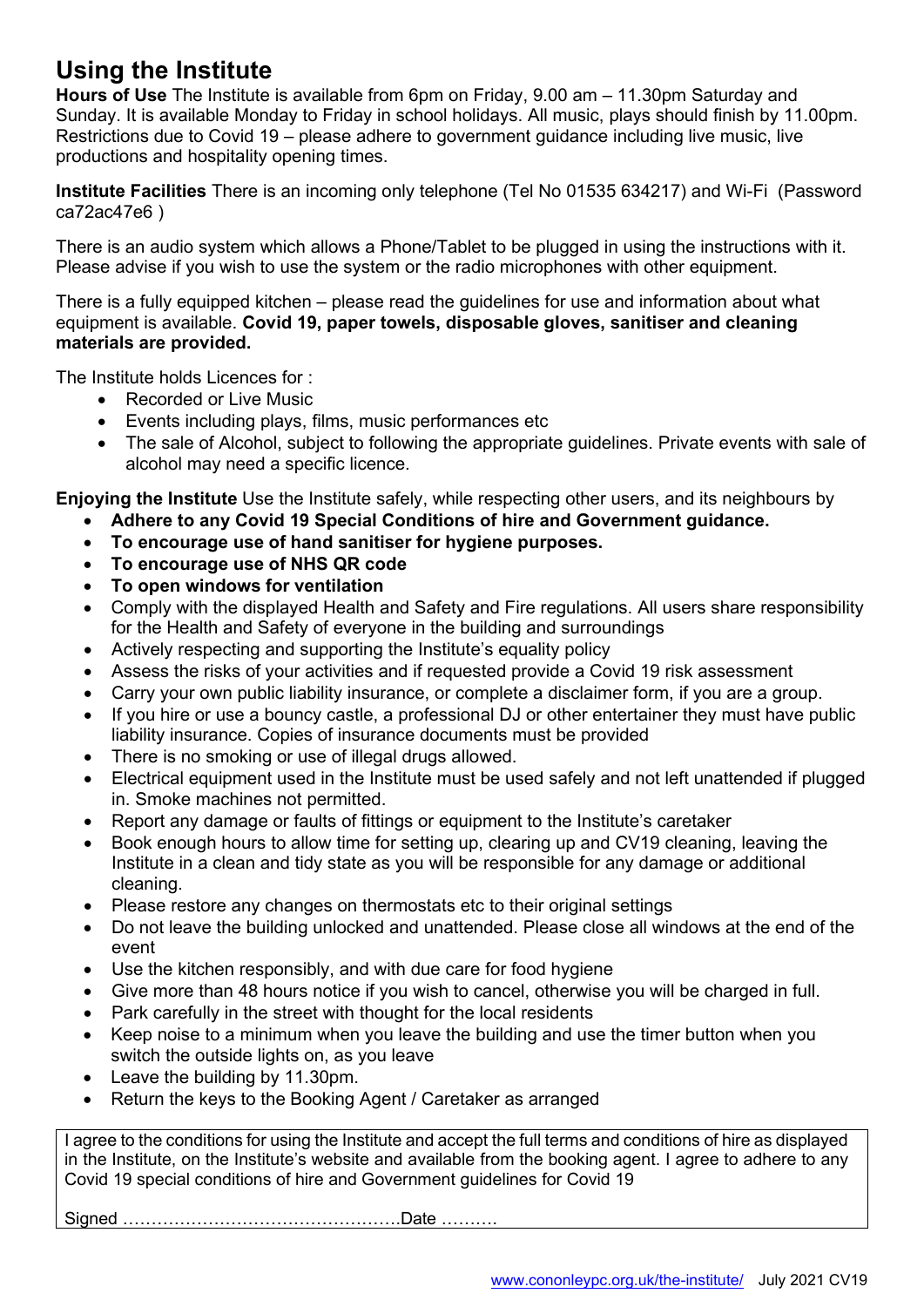# Using the Institute

**Hours of Use** The Institute is available from 6pm on Friday, 9.00 am – 11.30pm Saturday and Sunday. It is available Monday to Friday in school holidays. All music, plays should finish by 11.00pm. Restrictions due to Covid 19 – please adhere to government guidance including live music, live productions and hospitality opening times.

**Institute Facilities** There is an incoming only telephone (Tel No 01535 634217) and Wi-Fi (Password ca72ac47e6 )

There is an audio system which allows a Phone/Tablet to be plugged in using the instructions with it. Please advise if you wish to use the system or the radio microphones with other equipment.

There is a fully equipped kitchen – please read the guidelines for use and information about what equipment is available. **Covid 19, paper towels, disposable gloves, sanitiser and cleaning materials are provided.**

The Institute holds Licences for :

- Recorded or Live Music
- Events including plays, films, music performances etc
- The sale of Alcohol, subject to following the appropriate guidelines. Private events with sale of alcohol may need a specific licence.

**Enjoying the Institute** Use the Institute safely, while respecting other users, and its neighbours by

- **Adhere to any Covid 19 Special Conditions of hire and Government guidance.**
- **To encourage use of hand sanitiser for hygiene purposes.**
- **To encourage use of NHS QR code**
- **To open windows for ventilation**
- Comply with the displayed Health and Safety and Fire regulations. All users share responsibility for the Health and Safety of everyone in the building and surroundings
- Actively respecting and supporting the Institute's equality policy
- Assess the risks of your activities and if requested provide a Covid 19 risk assessment
- Carry your own public liability insurance, or complete a disclaimer form, if you are a group.
- If you hire or use a bouncy castle, a professional DJ or other entertainer they must have public liability insurance. Copies of insurance documents must be provided
- There is no smoking or use of illegal drugs allowed.
- Electrical equipment used in the Institute must be used safely and not left unattended if plugged in. Smoke machines not permitted.
- Report any damage or faults of fittings or equipment to the Institute's caretaker
- Book enough hours to allow time for setting up, clearing up and CV19 cleaning, leaving the Institute in a clean and tidy state as you will be responsible for any damage or additional cleaning.
- Please restore any changes on thermostats etc to their original settings
- Do not leave the building unlocked and unattended. Please close all windows at the end of the event
- Use the kitchen responsibly, and with due care for food hygiene
- Give more than 48 hours notice if you wish to cancel, otherwise you will be charged in full.
- Park carefully in the street with thought for the local residents
- Keep noise to a minimum when you leave the building and use the timer button when you switch the outside lights on, as you leave
- Leave the building by 11.30pm.
- Return the keys to the Booking Agent / Caretaker as arranged

I agree to the conditions for using the Institute and accept the full terms and conditions of hire as displayed in the Institute, on the Institute's website and available from the booking agent. I agree to adhere to any Covid 19 special conditions of hire and Government guidelines for Covid 19

Signed ……………………………………………Date ……….

www.cononleypc.org.uk/the-institute/ July 2021 CV19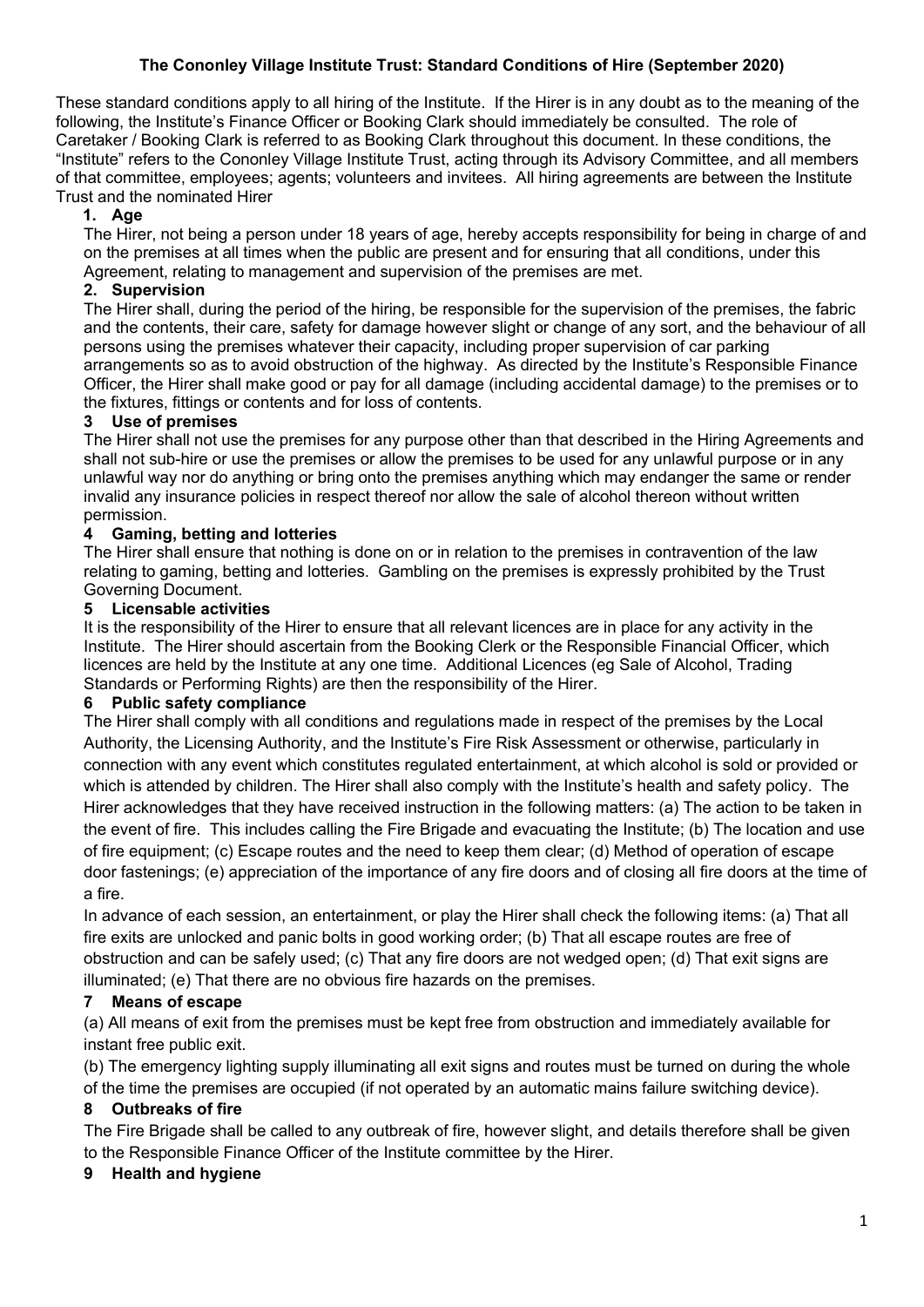**The Cononley Village Institute Trust: Standard Conditions of Hire (September 2020)**

These standard conditions apply to all hiring of the Institute. If the Hirer is in any doubt as to the meaning of the following, the Institute's Finance Officer or Booking Clark should immediately be consulted. The role of Caretaker / Booking Clark is referred to as Booking Clark throughout this document. In these conditions, the "Institute" refers to the Cononley Village Institute Trust, acting through its Advisory Committee, and all members of that committee, employees; agents; volunteers and invitees. All hiring agreements are between the Institute Trust and the nominated Hirer

### 1. Age

The Hirer, not being a person under 18 years of age, hereby accepts responsibility for being in charge of and on the premises at all times when the public are present and for ensuring that all conditions, under this Agreement, relating to management and supervision of the premises are met.

### 2. Supervision

The Hirer shall, during the period of the hiring, be responsible for the supervision of the premises, the fabric and the contents, their care, safety for damage however slight or change of any sort, and the behaviour of all persons using the premises whatever their capacity, including proper supervision of car parking arrangements so as to avoid obstruction of the highway. As directed by the Institute's Responsible Finance Officer, the Hirer shall make good or pay for all damage (including accidental damage) to the premises or to the fixtures, fittings or contents and for loss of contents.

### 3 Use of premises

The Hirer shall not use the premises for any purpose other than that described in the Hiring Agreements and shall not sub-hire or use the premises or allow the premises to be used for any unlawful purpose or in any unlawful way nor do anything or bring onto the premises anything which may endanger the same or render invalid any insurance policies in respect thereof nor allow the sale of alcohol thereon without written permission.

### 4 Gaming, betting and lotteries

The Hirer shall ensure that nothing is done on or in relation to the premises in contravention of the law relating to gaming, betting and lotteries. Gambling on the premises is expressly prohibited by the Trust Governing Document.

### 5 Licensable activities

It is the responsibility of the Hirer to ensure that all relevant licences are in place for any activity in the Institute. The Hirer should ascertain from the Booking Clerk or the Responsible Financial Officer, which licences are held by the Institute at any one time. Additional Licences (eg Sale of Alcohol, Trading Standards or Performing Rights) are then the responsibility of the Hirer.

### 6 Public safety compliance

The Hirer shall comply with all conditions and regulations made in respect of the premises by the Local Authority, the Licensing Authority, and the Institute's Fire Risk Assessment or otherwise, particularly in connection with any event which constitutes regulated entertainment, at which alcohol is sold or provided or which is attended by children. The Hirer shall also comply with the Institute's health and safety policy. The Hirer acknowledges that they have received instruction in the following matters: (a) The action to be taken in the event of fire. This includes calling the Fire Brigade and evacuating the Institute; (b) The location and use of fire equipment; (c) Escape routes and the need to keep them clear; (d) Method of operation of escape door fastenings; (e) appreciation of the importance of any fire doors and of closing all fire doors at the time of a fire.

In advance of each session, an entertainment, or play the Hirer shall check the following items: (a) That all fire exits are unlocked and panic bolts in good working order; (b) That all escape routes are free of obstruction and can be safely used; (c) That any fire doors are not wedged open; (d) That exit signs are illuminated; (e) That there are no obvious fire hazards on the premises.

### 7 Means of escape

(a) All means of exit from the premises must be kept free from obstruction and immediately available for instant free public exit.

(b) The emergency lighting supply illuminating all exit signs and routes must be turned on during the whole of the time the premises are occupied (if not operated by an automatic mains failure switching device).

### 8 Outbreaks of fire

The Fire Brigade shall be called to any outbreak of fire, however slight, and details therefore shall be given to the Responsible Finance Officer of the Institute committee by the Hirer.

### 9 Health and hygiene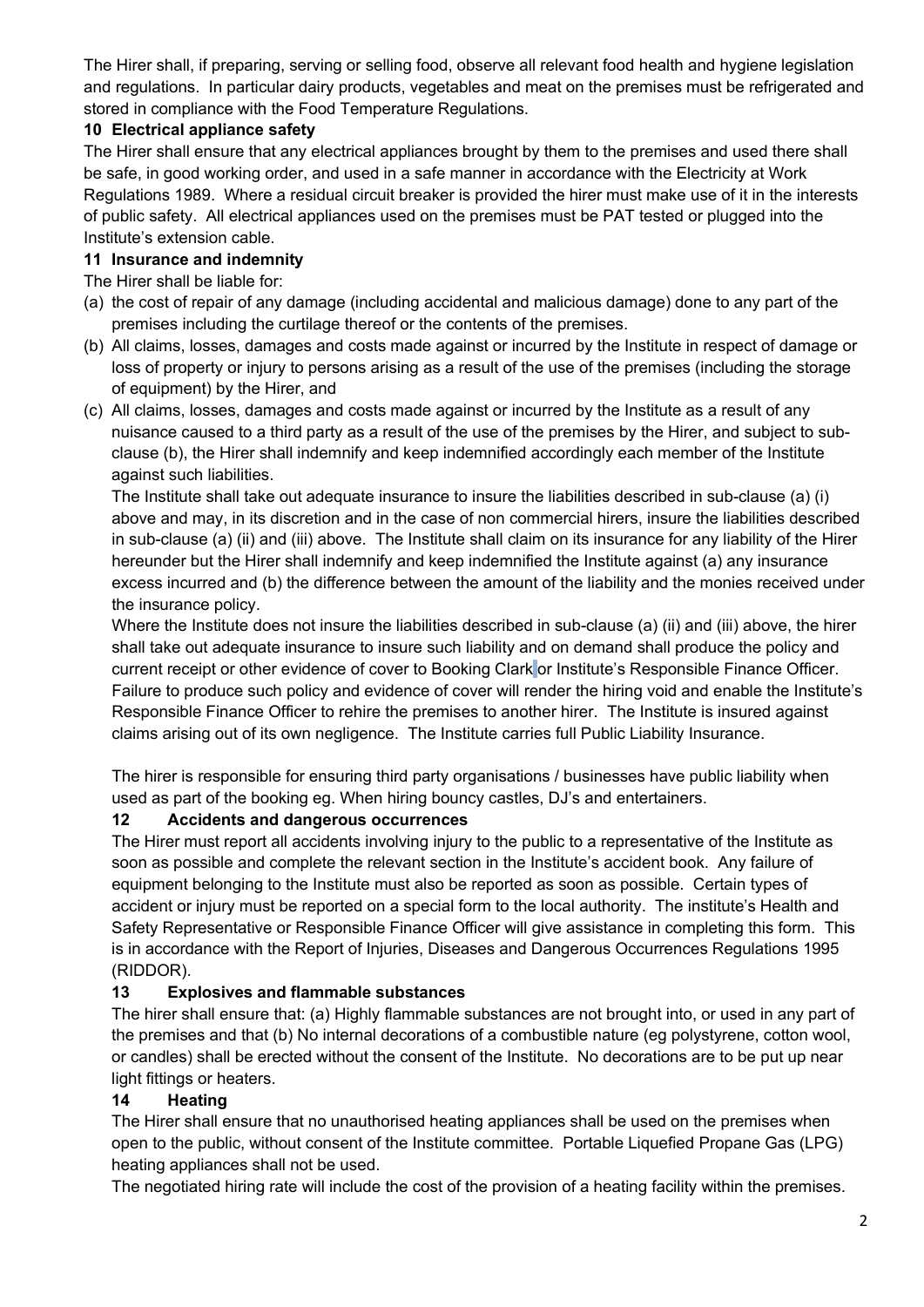The Hirer shall, if preparing, serving or selling food, observe all relevant food health and hygiene legislation and regulations. In particular dairy products, vegetables and meat on the premises must be refrigerated and stored in compliance with the Food Temperature Regulations.

**10 Electrical appliance safety**

The Hirer shall ensure that any electrical appliances brought by them to the premises and used there shall be safe, in good working order, and used in a safe manner in accordance with the Electricity at Work Regulations 1989. Where a residual circuit breaker is provided the hirer must make use of it in the interests of public safety. All electrical appliances used on the premises must be PAT tested or plugged into the Institute's extension cable.

**11 Insurance and indemnity**

The Hirer shall be liable for:

(a) the cost of repair of any damage (including accidental and malicious damage) done to any part of the premises including the curtilage thereof or the contents of the premises.

(b) All claims, losses, damages and costs made against or incurred by the Institute in respect of damage or loss of property or injury to persons arising as a result of the use of the premises (including the storage of equipment) by the Hirer, and

(c) All claims, losses, damages and costs made against or incurred by the Institute as a result of any nuisance caused to a third party as a result of the use of the premises by the Hirer, and subject to sub-clause (b), the Hirer shall indemnify and keep indemnified accordingly each member of the Institute against such liabilities.

The Institute shall take out adequate insurance to insure the liabilities described in sub-clause (a) (i) above and may, in its discretion and in the case of non commercial hirers, insure the liabilities described in sub-clause (a) (ii) and (iii) above. The Institute shall claim on its insurance for any liability of the Hirer hereunder but the Hirer shall indemnify and keep indemnified the Institute against (a) any insurance excess incurred and (b) the difference between the amount of the liability and the monies received under the insurance policy.

Where the Institute does not insure the liabilities described in sub-clause (a) (ii) and (iii) above, the hirer shall take out adequate insurance to insure such liability and on demand shall produce the policy and current receipt or other evidence of cover to Booking Clark or Institute's Responsible Finance Officer. Failure to produce such policy and evidence of cover will render the hiring void and enable the Institute's Responsible Finance Officer to rehire the premises to another hirer. The Institute is insured against claims arising out of its own negligence. The Institute carries full Public Liability Insurance.

The hirer is responsible for ensuring third party organisations / businesses have public liability when used as part of the booking eg. When hiring bouncy castles, DJ's and entertainers.

**12 Accidents and dangerous occurrences**

The Hirer must report all accidents involving injury to the public to a representative of the Institute as soon as possible and complete the relevant section in the Institute's accident book. Any failure of equipment belonging to the Institute must also be reported as soon as possible. Certain types of accident or injury must be reported on a special form to the local authority. The institute's Health and Safety Representative or Responsible Finance Officer will give assistance in completing this form. This is in accordance with the Report of Injuries, Diseases and Dangerous Occurrences Regulations 1995 (RIDDOR).

**13 Explosives and flammable substances**

The hirer shall ensure that: (a) Highly flammable substances are not brought into, or used in any part of the premises and that (b) No internal decorations of a combustible nature (eg polystyrene, cotton wool, or candles) shall be erected without the consent of the Institute. No decorations are to be put up near light fittings or heaters.

**14 Heating**

The Hirer shall ensure that no unauthorised heating appliances shall be used on the premises when open to the public, without consent of the Institute committee. Portable Liquefied Propane Gas (LPG) heating appliances shall not be used.

The negotiated hiring rate will include the cost of the provision of a heating facility within the premises.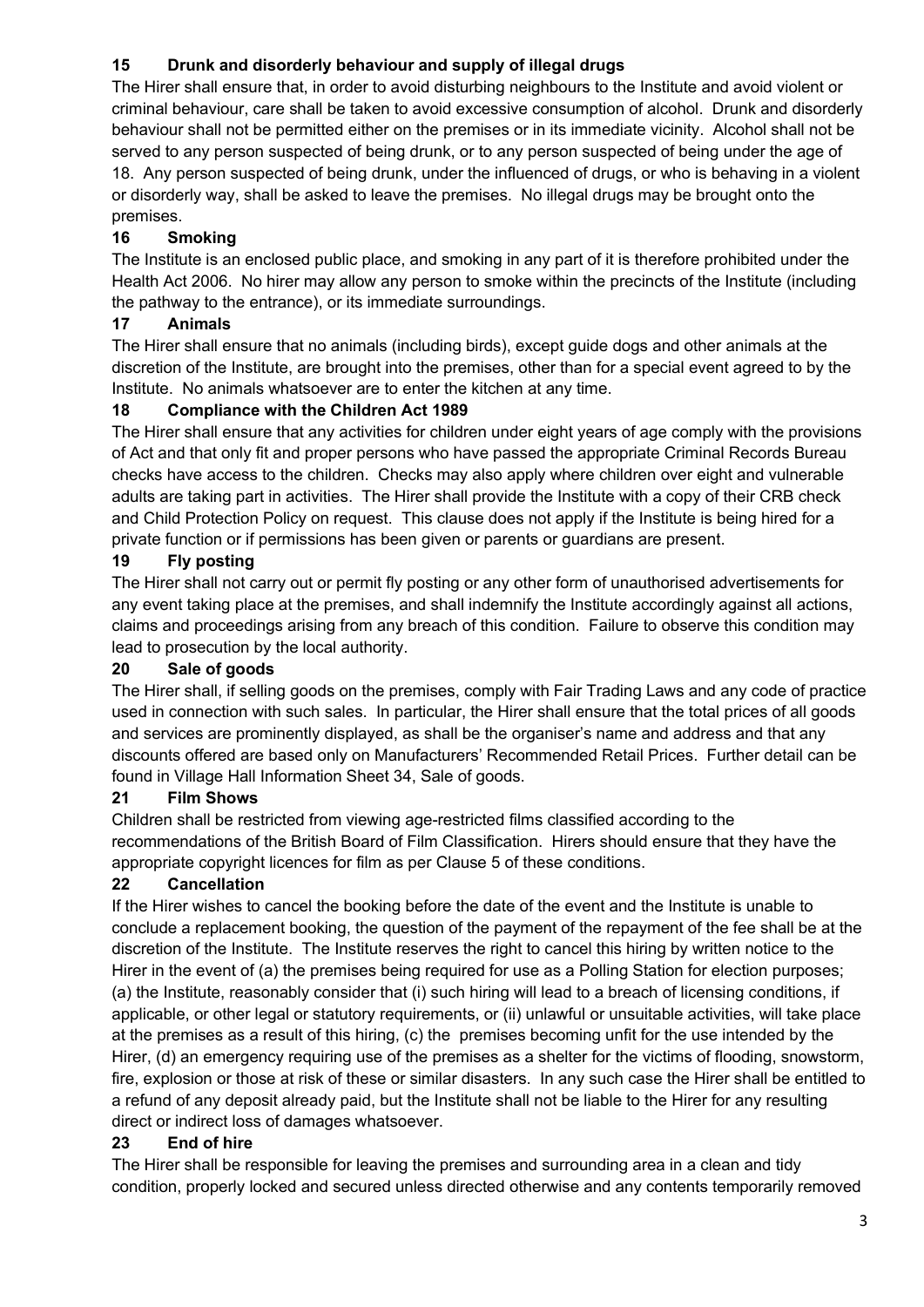### 15 Drunk and disorderly behaviour and supply of illegal drugs

The Hirer shall ensure that, in order to avoid disturbing neighbours to the Institute and avoid violent or criminal behaviour, care shall be taken to avoid excessive consumption of alcohol. Drunk and disorderly behaviour shall not be permitted either on the premises or in its immediate vicinity. Alcohol shall not be served to any person suspected of being drunk, or to any person suspected of being under the age of 18. Any person suspected of being drunk, under the influenced of drugs, or who is behaving in a violent or disorderly way, shall be asked to leave the premises. No illegal drugs may be brought onto the premises.

### 16 Smoking

The Institute is an enclosed public place, and smoking in any part of it is therefore prohibited under the Health Act 2006. No hirer may allow any person to smoke within the precincts of the Institute (including the pathway to the entrance), or its immediate surroundings.

### 17 Animals

The Hirer shall ensure that no animals (including birds), except guide dogs and other animals at the discretion of the Institute, are brought into the premises, other than for a special event agreed to by the Institute. No animals whatsoever are to enter the kitchen at any time.

### 18 Compliance with the Children Act 1989

The Hirer shall ensure that any activities for children under eight years of age comply with the provisions of Act and that only fit and proper persons who have passed the appropriate Criminal Records Bureau checks have access to the children. Checks may also apply where children over eight and vulnerable adults are taking part in activities. The Hirer shall provide the Institute with a copy of their CRB check and Child Protection Policy on request. This clause does not apply if the Institute is being hired for a private function or if permissions has been given or parents or guardians are present.

### 19 Fly posting

The Hirer shall not carry out or permit fly posting or any other form of unauthorised advertisements for any event taking place at the premises, and shall indemnify the Institute accordingly against all actions, claims and proceedings arising from any breach of this condition. Failure to observe this condition may lead to prosecution by the local authority.

### 20 Sale of goods

The Hirer shall, if selling goods on the premises, comply with Fair Trading Laws and any code of practice used in connection with such sales. In particular, the Hirer shall ensure that the total prices of all goods and services are prominently displayed, as shall be the organiser's name and address and that any discounts offered are based only on Manufacturers' Recommended Retail Prices. Further detail can be found in Village Hall Information Sheet 34, Sale of goods.

### 21 Film Shows

Children shall be restricted from viewing age-restricted films classified according to the recommendations of the British Board of Film Classification. Hirers should ensure that they have the appropriate copyright licences for film as per Clause 5 of these conditions.

### 22 Cancellation

If the Hirer wishes to cancel the booking before the date of the event and the Institute is unable to conclude a replacement booking, the question of the payment of the repayment of the fee shall be at the discretion of the Institute. The Institute reserves the right to cancel this hiring by written notice to the Hirer in the event of (a) the premises being required for use as a Polling Station for election purposes; (a) the Institute, reasonably consider that (i) such hiring will lead to a breach of licensing conditions, if applicable, or other legal or statutory requirements, or (ii) unlawful or unsuitable activities, will take place at the premises as a result of this hiring, (c) the premises becoming unfit for the use intended by the Hirer, (d) an emergency requiring use of the premises as a shelter for the victims of flooding, snowstorm, fire, explosion or those at risk of these or similar disasters. In any such case the Hirer shall be entitled to a refund of any deposit already paid, but the Institute shall not be liable to the Hirer for any resulting direct or indirect loss of damages whatsoever.

### 23 End of hire

The Hirer shall be responsible for leaving the premises and surrounding area in a clean and tidy condition, properly locked and secured unless directed otherwise and any contents temporarily removed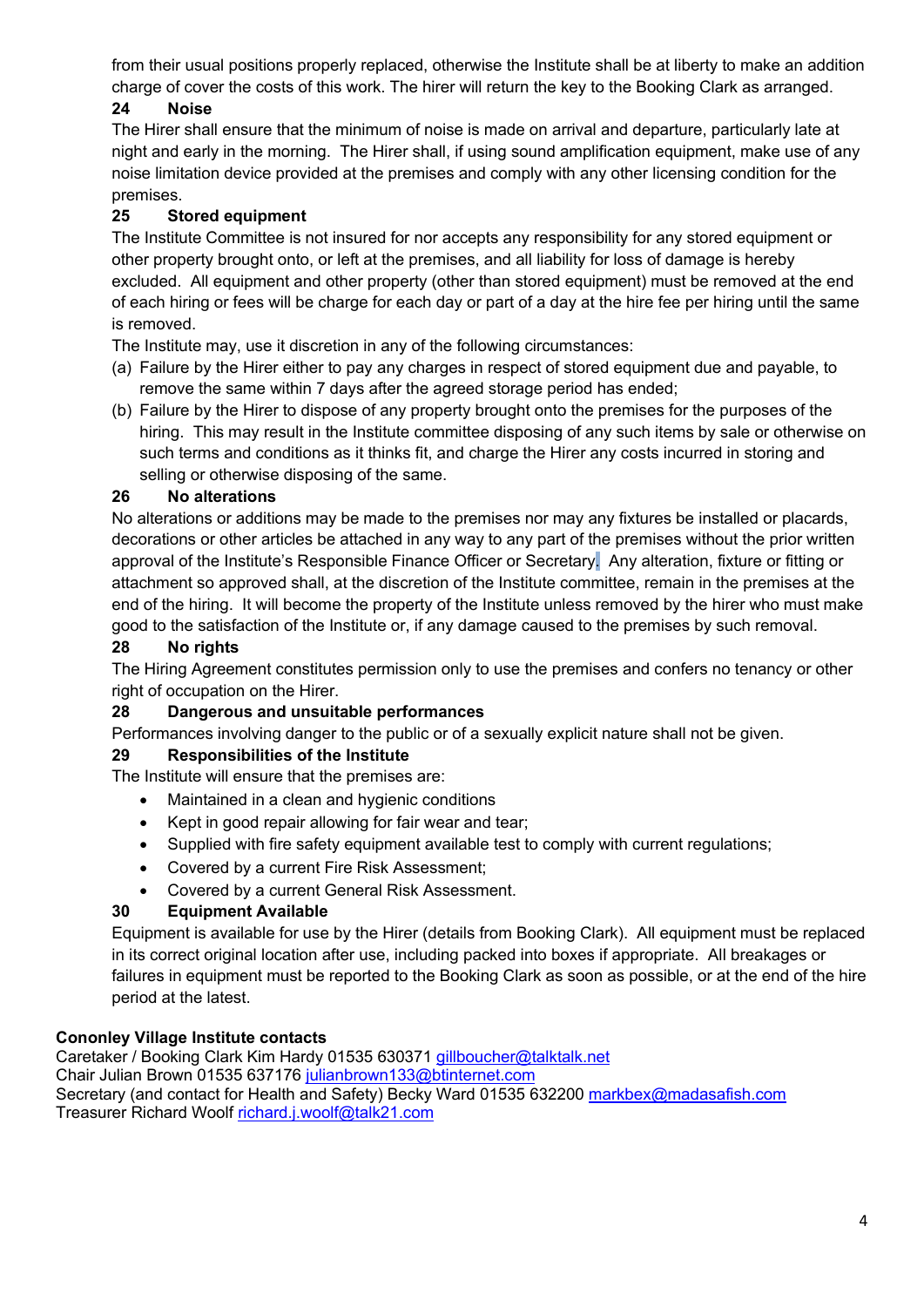from their usual positions properly replaced, otherwise the Institute shall be at liberty to make an addition charge of cover the costs of this work. The hirer will return the key to the Booking Clark as arranged.

**24 Noise**

The Hirer shall ensure that the minimum of noise is made on arrival and departure, particularly late at night and early in the morning. The Hirer shall, if using sound amplification equipment, make use of any noise limitation device provided at the premises and comply with any other licensing condition for the premises.

**25 Stored equipment**

The Institute Committee is not insured for nor accepts any responsibility for any stored equipment or other property brought onto, or left at the premises, and all liability for loss of damage is hereby excluded. All equipment and other property (other than stored equipment) must be removed at the end of each hiring or fees will be charge for each day or part of a day at the hire fee per hiring until the same is removed.

The Institute may, use it discretion in any of the following circumstances:

(a) Failure by the Hirer either to pay any charges in respect of stored equipment due and payable, to remove the same within 7 days after the agreed storage period has ended;

(b) Failure by the Hirer to dispose of any property brought onto the premises for the purposes of the hiring. This may result in the Institute committee disposing of any such items by sale or otherwise on such terms and conditions as it thinks fit, and charge the Hirer any costs incurred in storing and selling or otherwise disposing of the same.

**26 No alterations**

No alterations or additions may be made to the premises nor may any fixtures be installed or placards, decorations or other articles be attached in any way to any part of the premises without the prior written approval of the Institute's Responsible Finance Officer or Secretary. Any alteration, fixture or fitting or attachment so approved shall, at the discretion of the Institute committee, remain in the premises at the end of the hiring. It will become the property of the Institute unless removed by the hirer who must make good to the satisfaction of the Institute or, if any damage caused to the premises by such removal.

**28 No rights**

The Hiring Agreement constitutes permission only to use the premises and confers no tenancy or other right of occupation on the Hirer.

**28 Dangerous and unsuitable performances**

Performances involving danger to the public or of a sexually explicit nature shall not be given.

**29 Responsibilities of the Institute**

The Institute will ensure that the premises are:

- Maintained in a clean and hygienic conditions
- Kept in good repair allowing for fair wear and tear;
- Supplied with fire safety equipment available test to comply with current regulations;
- Covered by a current Fire Risk Assessment;
- Covered by a current General Risk Assessment.

**30 Equipment Available**

Equipment is available for use by the Hirer (details from Booking Clark). All equipment must be replaced in its correct original location after use, including packed into boxes if appropriate. All breakages or failures in equipment must be reported to the Booking Clark as soon as possible, or at the end of the hire period at the latest.

**Cononley Village Institute contacts**

Caretaker / Booking Clark Kim Hardy 01535 630371 gillboucher@talktalk.net
Chair Julian Brown 01535 637176 julianbrown133@btinternet.com
Secretary (and contact for Health and Safety) Becky Ward 01535 632200 markbex@madasafish.com
Treasurer Richard Woolf richard.j.woolf@talk21.com